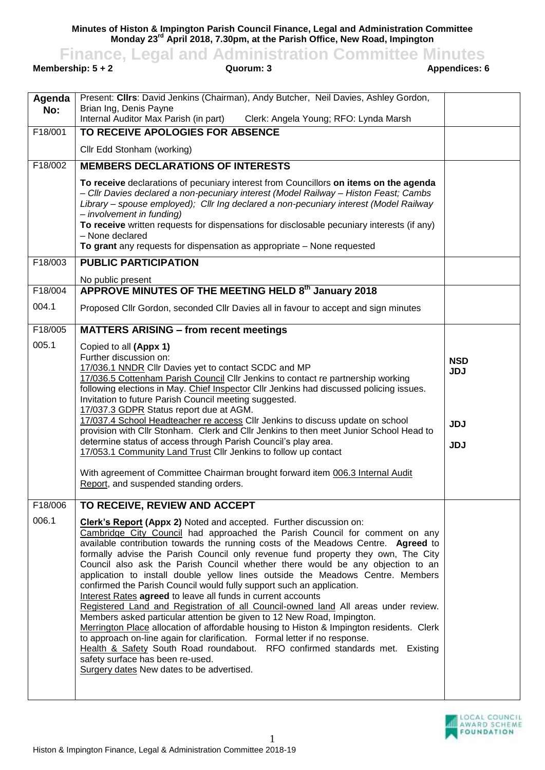**Minutes of Histon & Impington Parish Council Finance, Legal and Administration Committee Monday 23rd April 2018, 7.30pm, at the Parish Office, New Road, Impington**

# Finance, Legal and Administration Committee Minutes

**Membership: 5 + 2** **Quorum: 3** **Appendices: 6**

| Agenda No: | Present: **Cllrs**: David Jenkins (Chairman), Andy Butcher, Neil Davies, Ashley Gordon, Brian Ing, Denis Payne<br>Internal Auditor Max Parish (in part) Clerk: Angela Young; RFO: Lynda Marsh | |
|---|---|---|
| F18/001 | **TO RECEIVE APOLOGIES FOR ABSENCE** | |
| | Cllr Edd Stonham (working) | |
| F18/002 | **MEMBERS DECLARATIONS OF INTERESTS** | |
| | **To receive** declarations of pecuniary interest from Councillors **on items on the agenda** – *Cllr Davies declared a non-pecuniary interest (Model Railway – Histon Feast; Cambs Library – spouse employed); Cllr Ing declared a non-pecuniary interest (Model Railway – involvement in funding)*<br>**To receive** written requests for dispensations for disclosable pecuniary interests (if any) – None declared<br>**To grant** any requests for dispensation as appropriate – None requested | |
| F18/003 | **PUBLIC PARTICIPATION** | |
| | No public present | |
| F18/004 | **APPROVE MINUTES OF THE MEETING HELD 8th January 2018** | |
| 004.1 | Proposed Cllr Gordon, seconded Cllr Davies all in favour to accept and sign minutes | |
| F18/005 | **MATTERS ARISING – from recent meetings** | |
| 005.1 | Copied to all **(Appx 1)**<br>Further discussion on:<br><u>17/036.1 NNDR</u> Cllr Davies yet to contact SCDC and MP<br><u>17/036.5 Cottenham Parish Council</u> Cllr Jenkins to contact re partnership working following elections in May. <u>Chief Inspector</u> Cllr Jenkins had discussed policing issues. Invitation to future Parish Council meeting suggested.<br><u>17/037.3 GDPR</u> Status report due at AGM.<br><u>17/037.4 School Headteacher re access</u> Cllr Jenkins to discuss update on school provision with Cllr Stonham. Clerk and Cllr Jenkins to then meet Junior School Head to determine status of access through Parish Council's play area.<br><u>17/053.1 Community Land Trust</u> Cllr Jenkins to follow up contact<br><br>With agreement of Committee Chairman brought forward item <u>006.3 Internal Audit Report</u>, and suspended standing orders. | **NSD**<br>**JDJ**<br><br><br><br>**JDJ**<br><br>**JDJ** |
| F18/006 | **TO RECEIVE, REVIEW AND ACCEPT** | |
| 006.1 | **Clerk's Report (Appx 2)** Noted and accepted. Further discussion on:<br><u>Cambridge City Council</u> had approached the Parish Council for comment on any available contribution towards the running costs of the Meadows Centre. **Agreed** to formally advise the Parish Council only revenue fund property they own, The City Council also ask the Parish Council whether there would be any objection to an application to install double yellow lines outside the Meadows Centre. Members confirmed the Parish Council would fully support such an application.<br><u>Interest Rates</u> **agreed** to leave all funds in current accounts<br><u>Registered Land and Registration of all Council-owned land</u> All areas under review. Members asked particular attention be given to 12 New Road, Impington.<br><u>Merrington Place</u> allocation of affordable housing to Histon & Impington residents. Clerk to approach on-line again for clarification. Formal letter if no response.<br><u>Health & Safety</u> South Road roundabout. RFO confirmed standards met. Existing safety surface has been re-used.<br><u>Surgery dates</u> New dates to be advertised. | |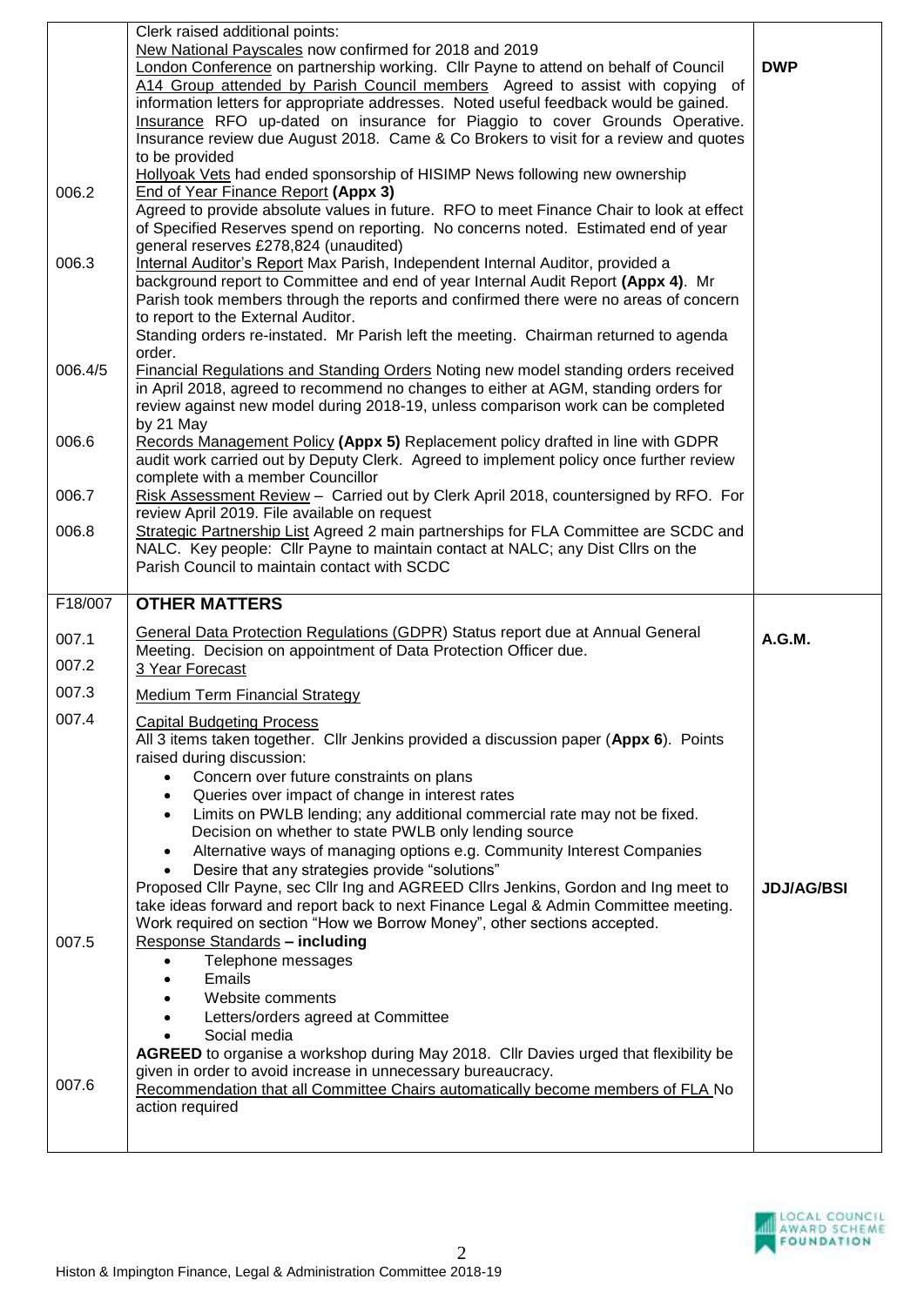| | | |
|---|---|---|
| | Clerk raised additional points:<br>New National Payscales now confirmed for 2018 and 2019<br>London Conference on partnership working. Cllr Payne to attend on behalf of Council<br>A14 Group attended by Parish Council members Agreed to assist with copying of information letters for appropriate addresses. Noted useful feedback would be gained.<br>Insurance RFO up-dated on insurance for Piaggio to cover Grounds Operative. Insurance review due August 2018. Came & Co Brokers to visit for a review and quotes to be provided<br>Hollyoak Vets had ended sponsorship of HISIMP News following new ownership | **DWP** |
| 006.2 | End of Year Finance Report **(Appx 3)**<br>Agreed to provide absolute values in future. RFO to meet Finance Chair to look at effect of Specified Reserves spend on reporting. No concerns noted. Estimated end of year general reserves £278,824 (unaudited) | |
| 006.3 | Internal Auditor's Report Max Parish, Independent Internal Auditor, provided a background report to Committee and end of year Internal Audit Report **(Appx 4)**. Mr Parish took members through the reports and confirmed there were no areas of concern to report to the External Auditor.<br>Standing orders re-instated. Mr Parish left the meeting. Chairman returned to agenda order. | |
| 006.4/5 | Financial Regulations and Standing Orders Noting new model standing orders received in April 2018, agreed to recommend no changes to either at AGM, standing orders for review against new model during 2018-19, unless comparison work can be completed by 21 May | |
| 006.6 | Records Management Policy **(Appx 5)** Replacement policy drafted in line with GDPR audit work carried out by Deputy Clerk. Agreed to implement policy once further review complete with a member Councillor | |
| 006.7 | Risk Assessment Review – Carried out by Clerk April 2018, countersigned by RFO. For review April 2019. File available on request | |
| 006.8 | Strategic Partnership List Agreed 2 main partnerships for FLA Committee are SCDC and NALC. Key people: Cllr Payne to maintain contact at NALC; any Dist Cllrs on the Parish Council to maintain contact with SCDC | |
| F18/007 | **OTHER MATTERS** | |
| 007.1 | General Data Protection Regulations (GDPR) Status report due at Annual General Meeting. Decision on appointment of Data Protection Officer due. | **A.G.M.** |
| 007.2 | 3 Year Forecast | |
| 007.3 | Medium Term Financial Strategy | |
| 007.4 | Capital Budgeting Process<br>All 3 items taken together. Cllr Jenkins provided a discussion paper (**Appx 6**). Points raised during discussion:<br>• Concern over future constraints on plans<br>• Queries over impact of change in interest rates<br>• Limits on PWLB lending; any additional commercial rate may not be fixed. Decision on whether to state PWLB only lending source<br>• Alternative ways of managing options e.g. Community Interest Companies<br>• Desire that any strategies provide "solutions"<br>Proposed Cllr Payne, sec Cllr Ing and AGREED Cllrs Jenkins, Gordon and Ing meet to take ideas forward and report back to next Finance Legal & Admin Committee meeting. Work required on section "How we Borrow Money", other sections accepted. | **JDJ/AG/BSI** |
| 007.5 | Response Standards **– including**<br>• Telephone messages<br>• Emails<br>• Website comments<br>• Letters/orders agreed at Committee<br>• Social media<br>**AGREED** to organise a workshop during May 2018. Cllr Davies urged that flexibility be given in order to avoid increase in unnecessary bureaucracy. | |
| 007.6 | Recommendation that all Committee Chairs automatically become members of FLA No action required | |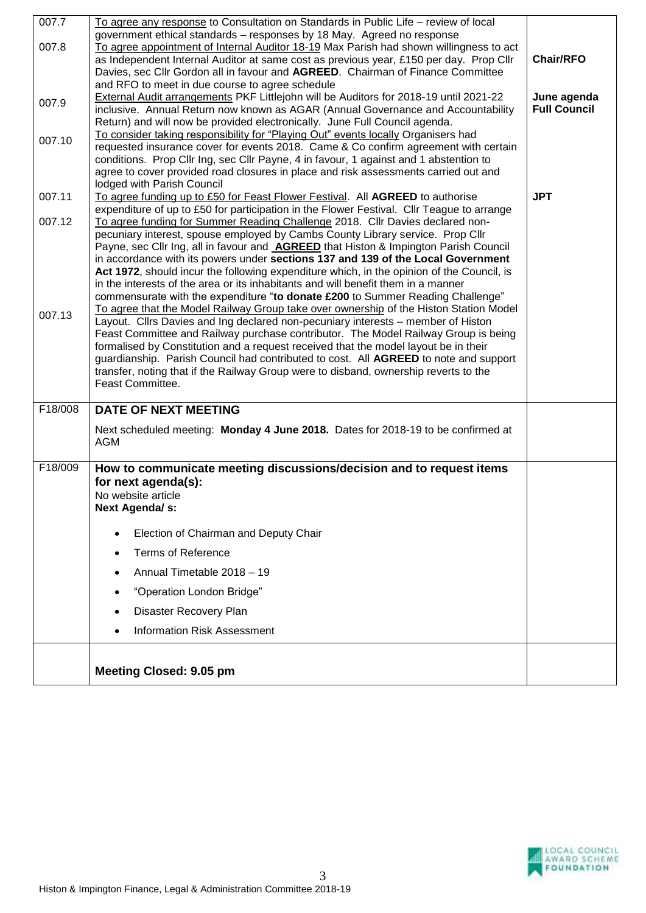| | | |
|---|---|---|
| 007.7 | To agree any response to Consultation on Standards in Public Life – review of local government ethical standards – responses by 18 May. Agreed no response | |
| 007.8 | To agree appointment of Internal Auditor 18-19 Max Parish had shown willingness to act as Independent Internal Auditor at same cost as previous year, £150 per day. Prop Cllr Davies, sec Cllr Gordon all in favour and **AGREED**. Chairman of Finance Committee and RFO to meet in due course to agree schedule | **Chair/RFO** |
| 007.9 | External Audit arrangements PKF Littlejohn will be Auditors for 2018-19 until 2021-22 inclusive. Annual Return now known as AGAR (Annual Governance and Accountability Return) and will now be provided electronically. June Full Council agenda. | **June agenda Full Council** |
| 007.10 | To consider taking responsibility for "Playing Out" events locally Organisers had requested insurance cover for events 2018. Came & Co confirm agreement with certain conditions. Prop Cllr Ing, sec Cllr Payne, 4 in favour, 1 against and 1 abstention to agree to cover provided road closures in place and risk assessments carried out and lodged with Parish Council | |
| 007.11 | To agree funding up to £50 for Feast Flower Festival. All **AGREED** to authorise expenditure of up to £50 for participation in the Flower Festival. Cllr Teague to arrange | **JPT** |
| 007.12 | To agree funding for Summer Reading Challenge 2018. Cllr Davies declared non-pecuniary interest, spouse employed by Cambs County Library service. Prop Cllr Payne, sec Cllr Ing, all in favour and **AGREED** that Histon & Impington Parish Council in accordance with its powers under **sections 137 and 139 of the Local Government Act 1972**, should incur the following expenditure which, in the opinion of the Council, is in the interests of the area or its inhabitants and will benefit them in a manner commensurate with the expenditure "**to donate £200** to Summer Reading Challenge" | |
| 007.13 | To agree that the Model Railway Group take over ownership of the Histon Station Model Layout. Cllrs Davies and Ing declared non-pecuniary interests – member of Histon Feast Committee and Railway purchase contributor. The Model Railway Group is being formalised by Constitution and a request received that the model layout be in their guardianship. Parish Council had contributed to cost. All **AGREED** to note and support transfer, noting that if the Railway Group were to disband, ownership reverts to the Feast Committee. | |
| F18/008 | **DATE OF NEXT MEETING**<br><br>Next scheduled meeting: **Monday 4 June 2018.** Dates for 2018-19 to be confirmed at AGM | |
| F18/009 | **How to communicate meeting discussions/decision and to request items for next agenda(s):**<br>No website article<br>**Next Agenda/ s:**<br>• Election of Chairman and Deputy Chair<br>• Terms of Reference<br>• Annual Timetable 2018 – 19<br>• "Operation London Bridge"<br>• Disaster Recovery Plan<br>• Information Risk Assessment | |
| | **Meeting Closed: 9.05 pm** | |